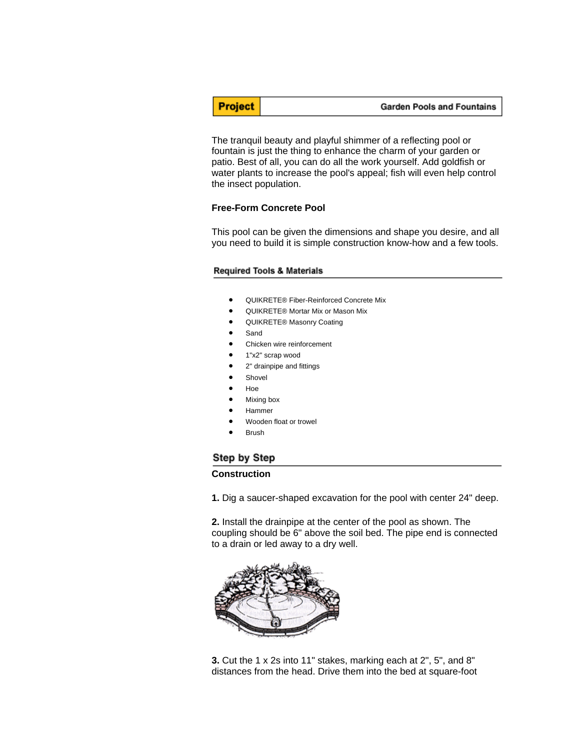**Project** | **Garden Pools and Fountains**

The tranquil beauty and playful shimmer of a reflecting pool or fountain is just the thing to enhance the charm of your garden or patio. Best of all, you can do all the work yourself. Add goldfish or water plants to increase the pool's appeal; fish will even help control the insect population.

### Free-Form Concrete Pool

This pool can be given the dimensions and shape you desire, and all you need to build it is simple construction know-how and a few tools.

## Required Tools & Materials

- QUIKRETE® Fiber-Reinforced Concrete Mix
- QUIKRETE® Mortar Mix or Mason Mix
- QUIKRETE® Masonry Coating
- Sand
- Chicken wire reinforcement
- 1"x2" scrap wood
- 2" drainpipe and fittings
- Shovel
- Hoe
- Mixing box
- Hammer
- Wooden float or trowel
- Brush

## Step by Step

### Construction

**1.** Dig a saucer-shaped excavation for the pool with center 24" deep.

**2.** Install the drainpipe at the center of the pool as shown. The coupling should be 6" above the soil bed. The pipe end is connected to a drain or led away to a dry well.

**3.** Cut the 1 x 2s into 11" stakes, marking each at 2", 5", and 8" distances from the head. Drive them into the bed at square-foot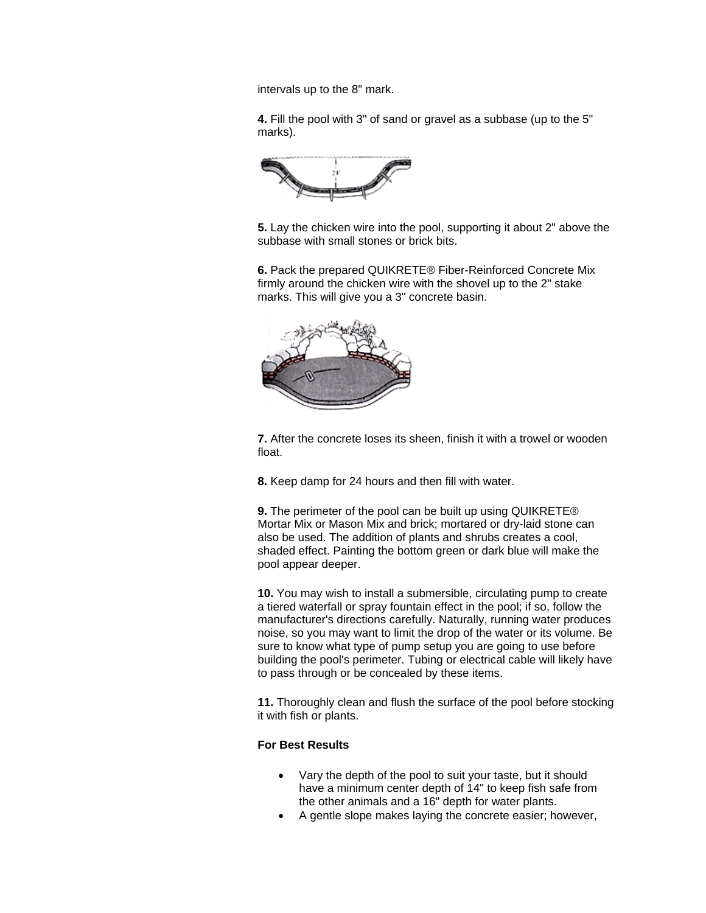intervals up to the 8" mark.

**4.** Fill the pool with 3" of sand or gravel as a subbase (up to the 5" marks).

**5.** Lay the chicken wire into the pool, supporting it about 2" above the subbase with small stones or brick bits.

**6.** Pack the prepared QUIKRETE® Fiber-Reinforced Concrete Mix firmly around the chicken wire with the shovel up to the 2" stake marks. This will give you a 3" concrete basin.

**7.** After the concrete loses its sheen, finish it with a trowel or wooden float.

**8.** Keep damp for 24 hours and then fill with water.

**9.** The perimeter of the pool can be built up using QUIKRETE® Mortar Mix or Mason Mix and brick; mortared or dry-laid stone can also be used. The addition of plants and shrubs creates a cool, shaded effect. Painting the bottom green or dark blue will make the pool appear deeper.

**10.** You may wish to install a submersible, circulating pump to create a tiered waterfall or spray fountain effect in the pool; if so, follow the manufacturer's directions carefully. Naturally, running water produces noise, so you may want to limit the drop of the water or its volume. Be sure to know what type of pump setup you are going to use before building the pool's perimeter. Tubing or electrical cable will likely have to pass through or be concealed by these items.

**11.** Thoroughly clean and flush the surface of the pool before stocking it with fish or plants.

**For Best Results**

- Vary the depth of the pool to suit your taste, but it should have a minimum center depth of 14" to keep fish safe from the other animals and a 16" depth for water plants.
- A gentle slope makes laying the concrete easier; however,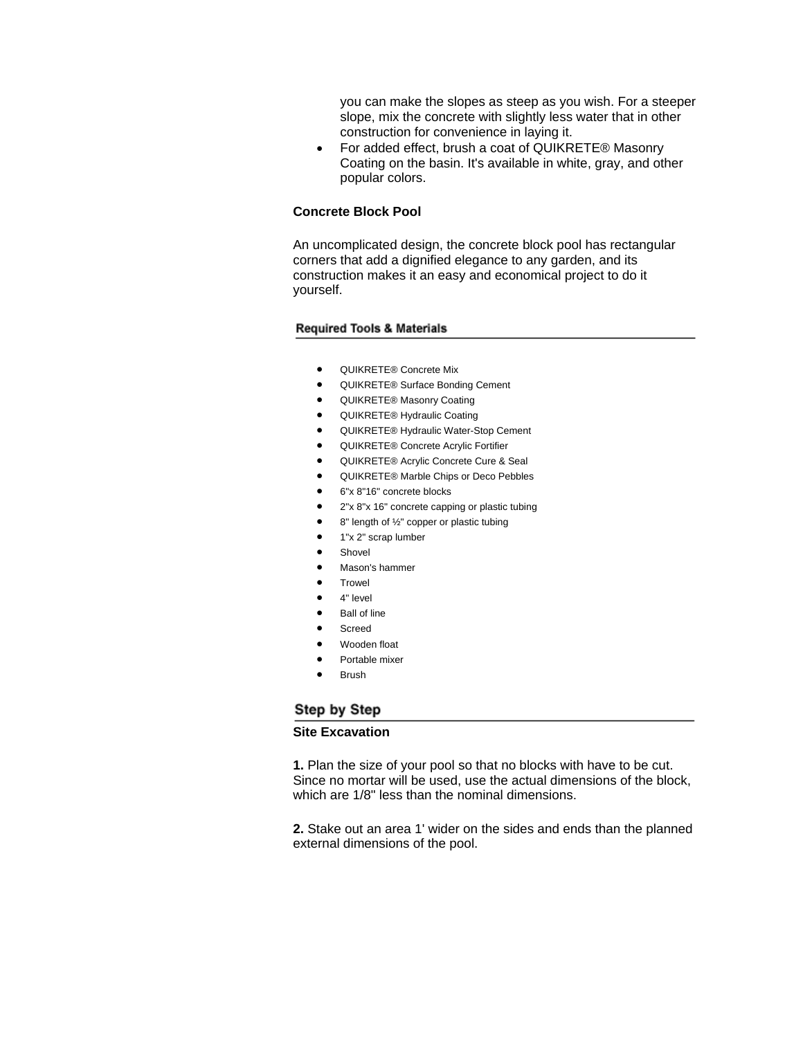you can make the slopes as steep as you wish. For a steeper slope, mix the concrete with slightly less water that in other construction for convenience in laying it.
- For added effect, brush a coat of QUIKRETE® Masonry Coating on the basin. It's available in white, gray, and other popular colors.

**Concrete Block Pool**

An uncomplicated design, the concrete block pool has rectangular corners that add a dignified elegance to any garden, and its construction makes it an easy and economical project to do it yourself.

## Required Tools & Materials

- QUIKRETE® Concrete Mix
- QUIKRETE® Surface Bonding Cement
- QUIKRETE® Masonry Coating
- QUIKRETE® Hydraulic Coating
- QUIKRETE® Hydraulic Water-Stop Cement
- QUIKRETE® Concrete Acrylic Fortifier
- QUIKRETE® Acrylic Concrete Cure & Seal
- QUIKRETE® Marble Chips or Deco Pebbles
- 6"x 8"16" concrete blocks
- 2"x 8"x 16" concrete capping or plastic tubing
- 8" length of ½" copper or plastic tubing
- 1"x 2" scrap lumber
- Shovel
- Mason's hammer
- Trowel
- 4" level
- Ball of line
- Screed
- Wooden float
- Portable mixer
- Brush

## Step by Step

**Site Excavation**

**1.** Plan the size of your pool so that no blocks with have to be cut. Since no mortar will be used, use the actual dimensions of the block, which are 1/8" less than the nominal dimensions.

**2.** Stake out an area 1' wider on the sides and ends than the planned external dimensions of the pool.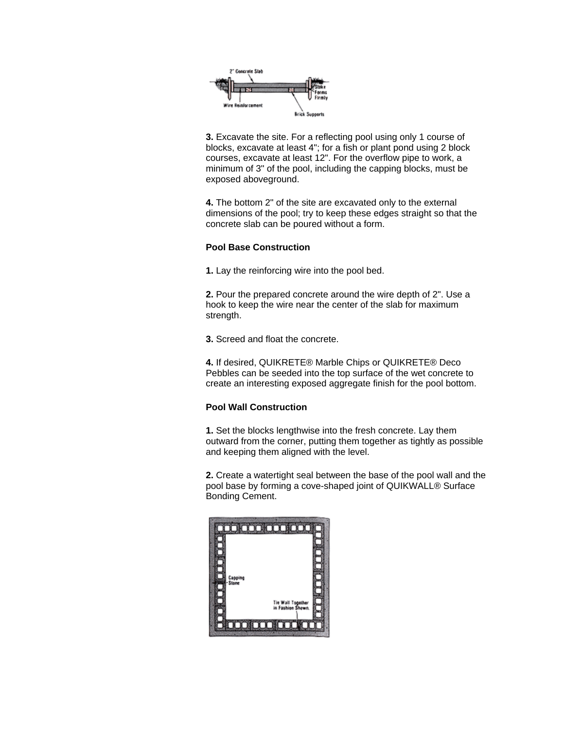3. Excavate the site. For a reflecting pool using only 1 course of blocks, excavate at least 4"; for a fish or plant pond using 2 block courses, excavate at least 12". For the overflow pipe to work, a minimum of 3" of the pool, including the capping blocks, must be exposed aboveground.

4. The bottom 2" of the site are excavated only to the external dimensions of the pool; try to keep these edges straight so that the concrete slab can be poured without a form.

**Pool Base Construction**

**1.** Lay the reinforcing wire into the pool bed.

**2.** Pour the prepared concrete around the wire depth of 2". Use a hook to keep the wire near the center of the slab for maximum strength.

**3.** Screed and float the concrete.

**4.** If desired, QUIKRETE® Marble Chips or QUIKRETE® Deco Pebbles can be seeded into the top surface of the wet concrete to create an interesting exposed aggregate finish for the pool bottom.

**Pool Wall Construction**

**1.** Set the blocks lengthwise into the fresh concrete. Lay them outward from the corner, putting them together as tightly as possible and keeping them aligned with the level.

**2.** Create a watertight seal between the base of the pool wall and the pool base by forming a cove-shaped joint of QUIKWALL® Surface Bonding Cement.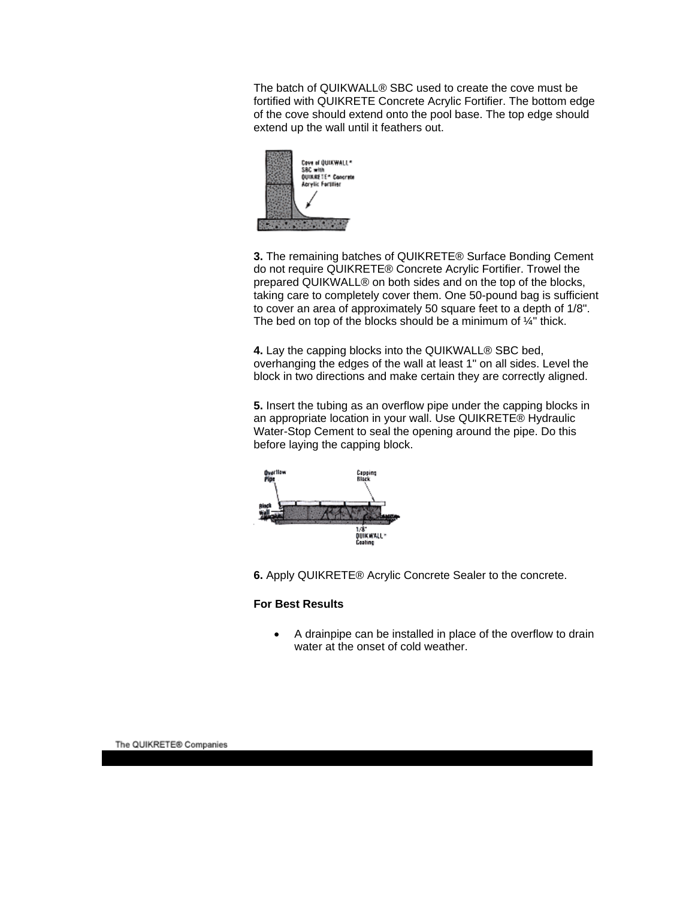The batch of QUIKWALL® SBC used to create the cove must be fortified with QUIKRETE Concrete Acrylic Fortifier. The bottom edge of the cove should extend onto the pool base. The top edge should extend up the wall until it feathers out.

Cove of QUIKWALL® SBC with QUIKRETE® Concrete Acrylic Fortifier

**3.** The remaining batches of QUIKRETE® Surface Bonding Cement do not require QUIKRETE® Concrete Acrylic Fortifier. Trowel the prepared QUIKWALL® on both sides and on the top of the blocks, taking care to completely cover them. One 50-pound bag is sufficient to cover an area of approximately 50 square feet to a depth of 1/8". The bed on top of the blocks should be a minimum of ¼" thick.

**4.** Lay the capping blocks into the QUIKWALL® SBC bed, overhanging the edges of the wall at least 1" on all sides. Level the block in two directions and make certain they are correctly aligned.

**5.** Insert the tubing as an overflow pipe under the capping blocks in an appropriate location in your wall. Use QUIKRETE® Hydraulic Water-Stop Cement to seal the opening around the pipe. Do this before laying the capping block.

Overflow Pipe

Capping Block

Block Wall

1/8" QUIKWALL® Coating

**6.** Apply QUIKRETE® Acrylic Concrete Sealer to the concrete.

**For Best Results**

- A drainpipe can be installed in place of the overflow to drain water at the onset of cold weather.